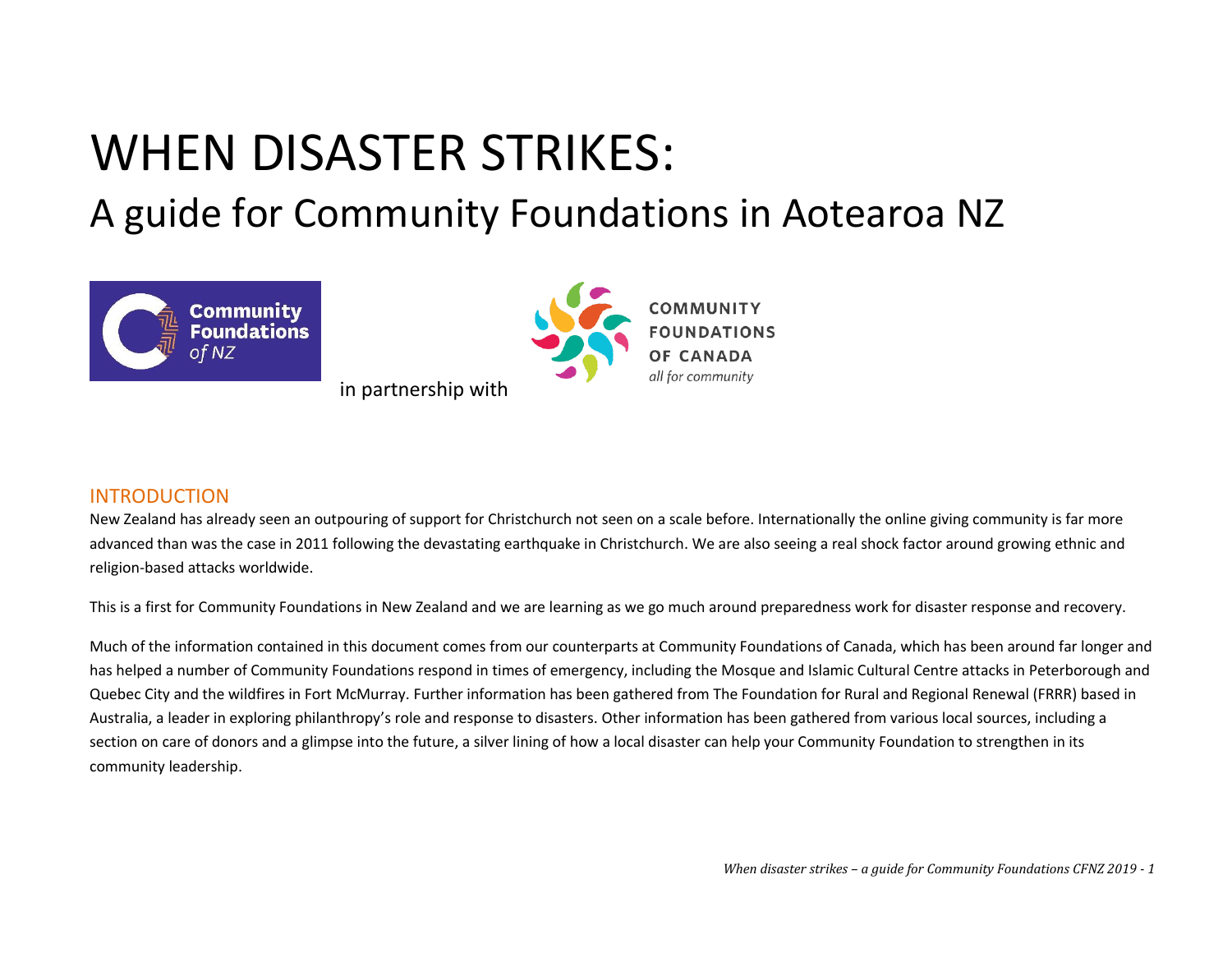# WHEN DISASTER STRIKES:

## A guide for Community Foundations in Aotearoa NZ

Community Foundations of NZ

in partnership with

COMMUNITY FOUNDATIONS OF CANADA
*all for community*

## INTRODUCTION

New Zealand has already seen an outpouring of support for Christchurch not seen on a scale before. Internationally the online giving community is far more advanced than was the case in 2011 following the devastating earthquake in Christchurch. We are also seeing a real shock factor around growing ethnic and religion-based attacks worldwide.

This is a first for Community Foundations in New Zealand and we are learning as we go much around preparedness work for disaster response and recovery.

Much of the information contained in this document comes from our counterparts at Community Foundations of Canada, which has been around far longer and has helped a number of Community Foundations respond in times of emergency, including the Mosque and Islamic Cultural Centre attacks in Peterborough and Quebec City and the wildfires in Fort McMurray. Further information has been gathered from The Foundation for Rural and Regional Renewal (FRRR) based in Australia, a leader in exploring philanthropy's role and response to disasters. Other information has been gathered from various local sources, including a section on care of donors and a glimpse into the future, a silver lining of how a local disaster can help your Community Foundation to strengthen in its community leadership.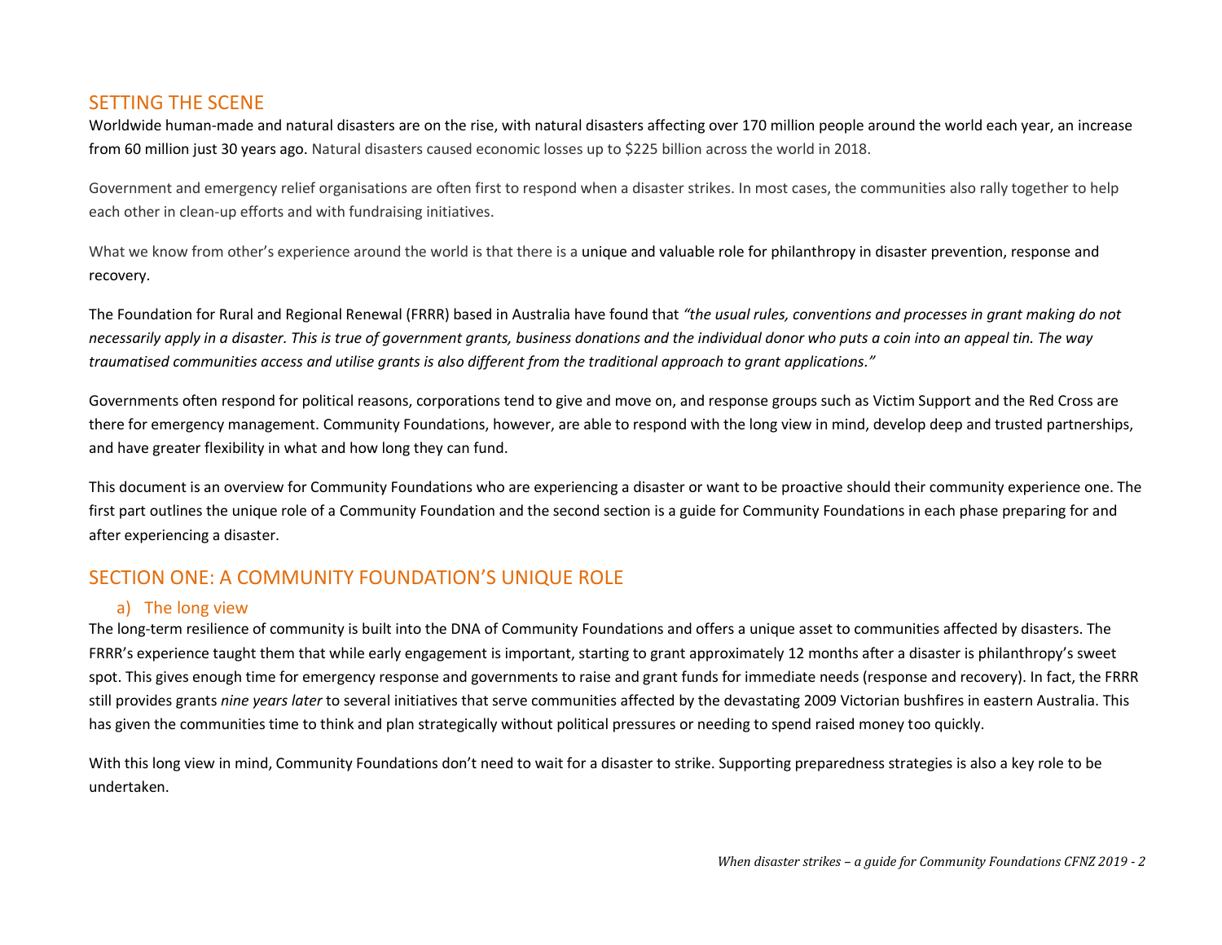## SETTING THE SCENE

Worldwide human-made and natural disasters are on the rise, with natural disasters affecting over 170 million people around the world each year, an increase from 60 million just 30 years ago. Natural disasters caused economic losses up to $225 billion across the world in 2018.

Government and emergency relief organisations are often first to respond when a disaster strikes. In most cases, the communities also rally together to help each other in clean-up efforts and with fundraising initiatives.

What we know from other's experience around the world is that there is a unique and valuable role for philanthropy in disaster prevention, response and recovery.

The Foundation for Rural and Regional Renewal (FRRR) based in Australia have found that *"the usual rules, conventions and processes in grant making do not necessarily apply in a disaster. This is true of government grants, business donations and the individual donor who puts a coin into an appeal tin. The way traumatised communities access and utilise grants is also different from the traditional approach to grant applications."*

Governments often respond for political reasons, corporations tend to give and move on, and response groups such as Victim Support and the Red Cross are there for emergency management. Community Foundations, however, are able to respond with the long view in mind, develop deep and trusted partnerships, and have greater flexibility in what and how long they can fund.

This document is an overview for Community Foundations who are experiencing a disaster or want to be proactive should their community experience one. The first part outlines the unique role of a Community Foundation and the second section is a guide for Community Foundations in each phase preparing for and after experiencing a disaster.

## SECTION ONE: A COMMUNITY FOUNDATION'S UNIQUE ROLE

### a) The long view

The long-term resilience of community is built into the DNA of Community Foundations and offers a unique asset to communities affected by disasters. The FRRR's experience taught them that while early engagement is important, starting to grant approximately 12 months after a disaster is philanthropy's sweet spot. This gives enough time for emergency response and governments to raise and grant funds for immediate needs (response and recovery). In fact, the FRRR still provides grants *nine years later* to several initiatives that serve communities affected by the devastating 2009 Victorian bushfires in eastern Australia. This has given the communities time to think and plan strategically without political pressures or needing to spend raised money too quickly.

With this long view in mind, Community Foundations don't need to wait for a disaster to strike. Supporting preparedness strategies is also a key role to be undertaken.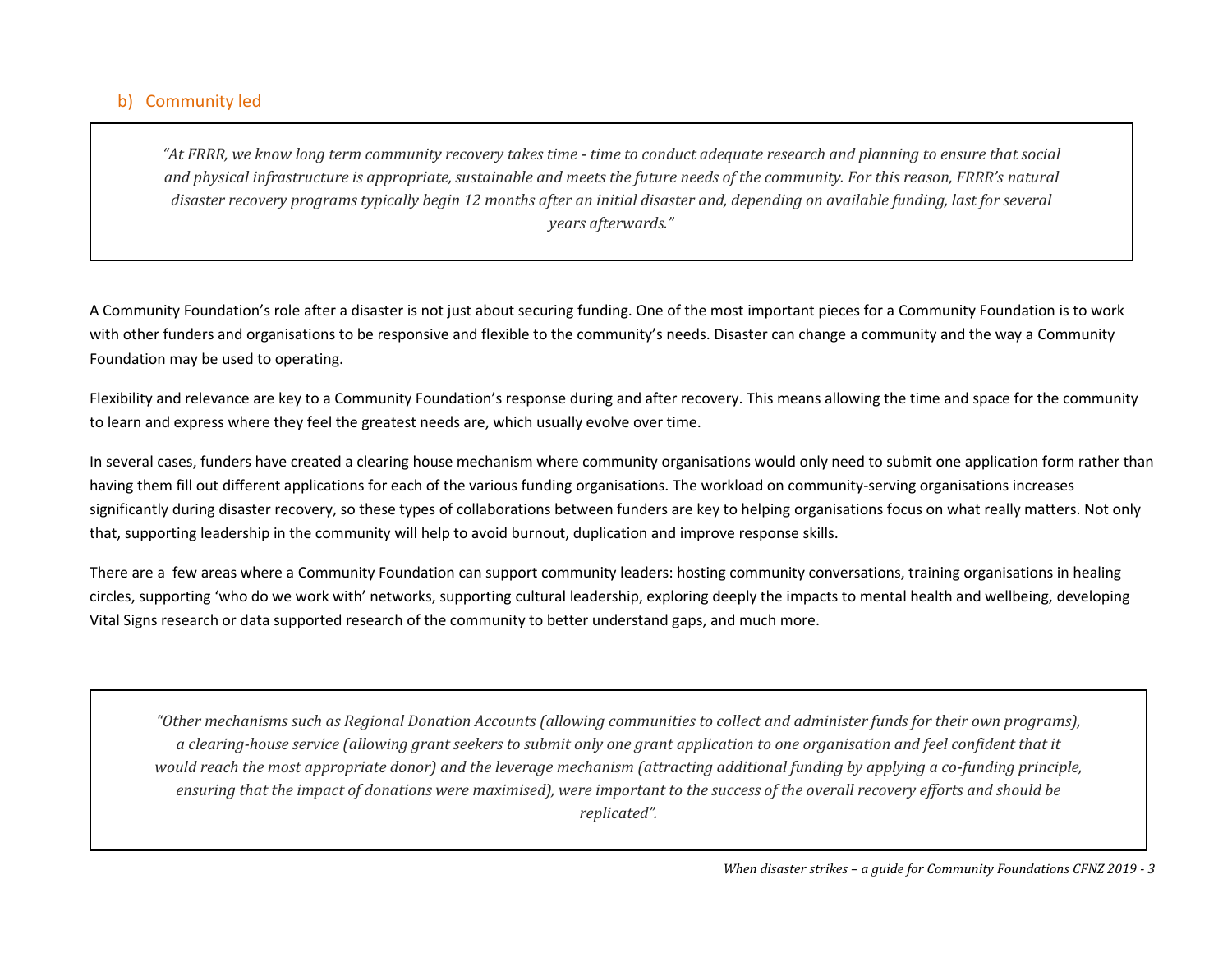## b) Community led

> *"At FRRR, we know long term community recovery takes time - time to conduct adequate research and planning to ensure that social and physical infrastructure is appropriate, sustainable and meets the future needs of the community. For this reason, FRRR's natural disaster recovery programs typically begin 12 months after an initial disaster and, depending on available funding, last for several years afterwards."*

A Community Foundation's role after a disaster is not just about securing funding. One of the most important pieces for a Community Foundation is to work with other funders and organisations to be responsive and flexible to the community's needs. Disaster can change a community and the way a Community Foundation may be used to operating.

Flexibility and relevance are key to a Community Foundation's response during and after recovery. This means allowing the time and space for the community to learn and express where they feel the greatest needs are, which usually evolve over time.

In several cases, funders have created a clearing house mechanism where community organisations would only need to submit one application form rather than having them fill out different applications for each of the various funding organisations. The workload on community-serving organisations increases significantly during disaster recovery, so these types of collaborations between funders are key to helping organisations focus on what really matters. Not only that, supporting leadership in the community will help to avoid burnout, duplication and improve response skills.

There are a few areas where a Community Foundation can support community leaders: hosting community conversations, training organisations in healing circles, supporting 'who do we work with' networks, supporting cultural leadership, exploring deeply the impacts to mental health and wellbeing, developing Vital Signs research or data supported research of the community to better understand gaps, and much more.

> *"Other mechanisms such as Regional Donation Accounts (allowing communities to collect and administer funds for their own programs), a clearing-house service (allowing grant seekers to submit only one grant application to one organisation and feel confident that it would reach the most appropriate donor) and the leverage mechanism (attracting additional funding by applying a co-funding principle, ensuring that the impact of donations were maximised), were important to the success of the overall recovery efforts and should be replicated".*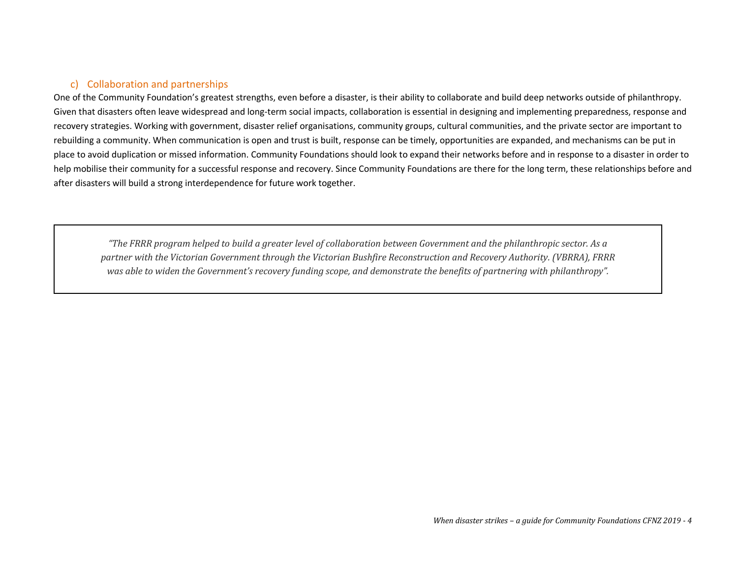### c) Collaboration and partnerships

One of the Community Foundation's greatest strengths, even before a disaster, is their ability to collaborate and build deep networks outside of philanthropy. Given that disasters often leave widespread and long-term social impacts, collaboration is essential in designing and implementing preparedness, response and recovery strategies. Working with government, disaster relief organisations, community groups, cultural communities, and the private sector are important to rebuilding a community. When communication is open and trust is built, response can be timely, opportunities are expanded, and mechanisms can be put in place to avoid duplication or missed information. Community Foundations should look to expand their networks before and in response to a disaster in order to help mobilise their community for a successful response and recovery. Since Community Foundations are there for the long term, these relationships before and after disasters will build a strong interdependence for future work together.

> *"The FRRR program helped to build a greater level of collaboration between Government and the philanthropic sector. As a partner with the Victorian Government through the Victorian Bushfire Reconstruction and Recovery Authority. (VBRRA), FRRR was able to widen the Government's recovery funding scope, and demonstrate the benefits of partnering with philanthropy".*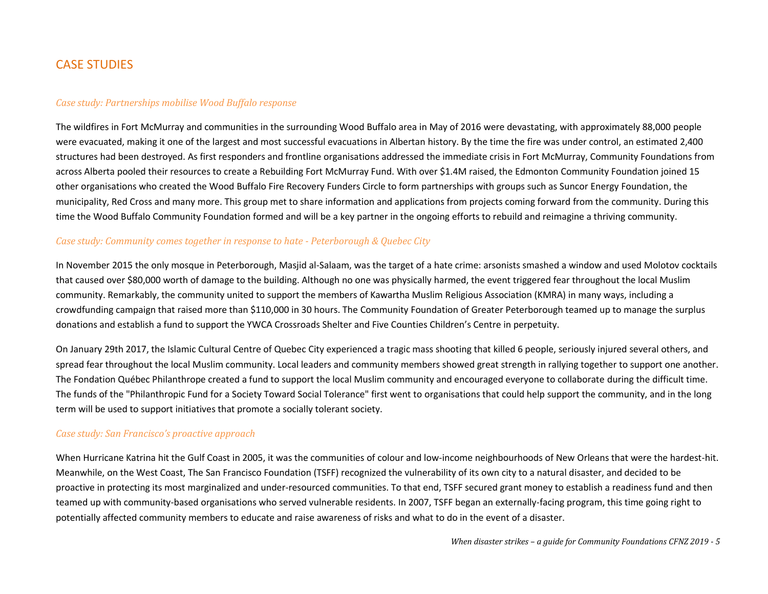## CASE STUDIES

*Case study: Partnerships mobilise Wood Buffalo response*

The wildfires in Fort McMurray and communities in the surrounding Wood Buffalo area in May of 2016 were devastating, with approximately 88,000 people were evacuated, making it one of the largest and most successful evacuations in Albertan history. By the time the fire was under control, an estimated 2,400 structures had been destroyed. As first responders and frontline organisations addressed the immediate crisis in Fort McMurray, Community Foundations from across Alberta pooled their resources to create a Rebuilding Fort McMurray Fund. With over $1.4M raised, the Edmonton Community Foundation joined 15 other organisations who created the Wood Buffalo Fire Recovery Funders Circle to form partnerships with groups such as Suncor Energy Foundation, the municipality, Red Cross and many more. This group met to share information and applications from projects coming forward from the community. During this time the Wood Buffalo Community Foundation formed and will be a key partner in the ongoing efforts to rebuild and reimagine a thriving community.

*Case study: Community comes together in response to hate - Peterborough & Quebec City*

In November 2015 the only mosque in Peterborough, Masjid al-Salaam, was the target of a hate crime: arsonists smashed a window and used Molotov cocktails that caused over $80,000 worth of damage to the building. Although no one was physically harmed, the event triggered fear throughout the local Muslim community. Remarkably, the community united to support the members of Kawartha Muslim Religious Association (KMRA) in many ways, including a crowdfunding campaign that raised more than $110,000 in 30 hours. The Community Foundation of Greater Peterborough teamed up to manage the surplus donations and establish a fund to support the YWCA Crossroads Shelter and Five Counties Children's Centre in perpetuity.

On January 29th 2017, the Islamic Cultural Centre of Quebec City experienced a tragic mass shooting that killed 6 people, seriously injured several others, and spread fear throughout the local Muslim community. Local leaders and community members showed great strength in rallying together to support one another. The Fondation Québec Philanthrope created a fund to support the local Muslim community and encouraged everyone to collaborate during the difficult time. The funds of the "Philanthropic Fund for a Society Toward Social Tolerance" first went to organisations that could help support the community, and in the long term will be used to support initiatives that promote a socially tolerant society.

*Case study: San Francisco's proactive approach*

When Hurricane Katrina hit the Gulf Coast in 2005, it was the communities of colour and low-income neighbourhoods of New Orleans that were the hardest-hit. Meanwhile, on the West Coast, The San Francisco Foundation (TSFF) recognized the vulnerability of its own city to a natural disaster, and decided to be proactive in protecting its most marginalized and under-resourced communities. To that end, TSFF secured grant money to establish a readiness fund and then teamed up with community-based organisations who served vulnerable residents. In 2007, TSFF began an externally-facing program, this time going right to potentially affected community members to educate and raise awareness of risks and what to do in the event of a disaster.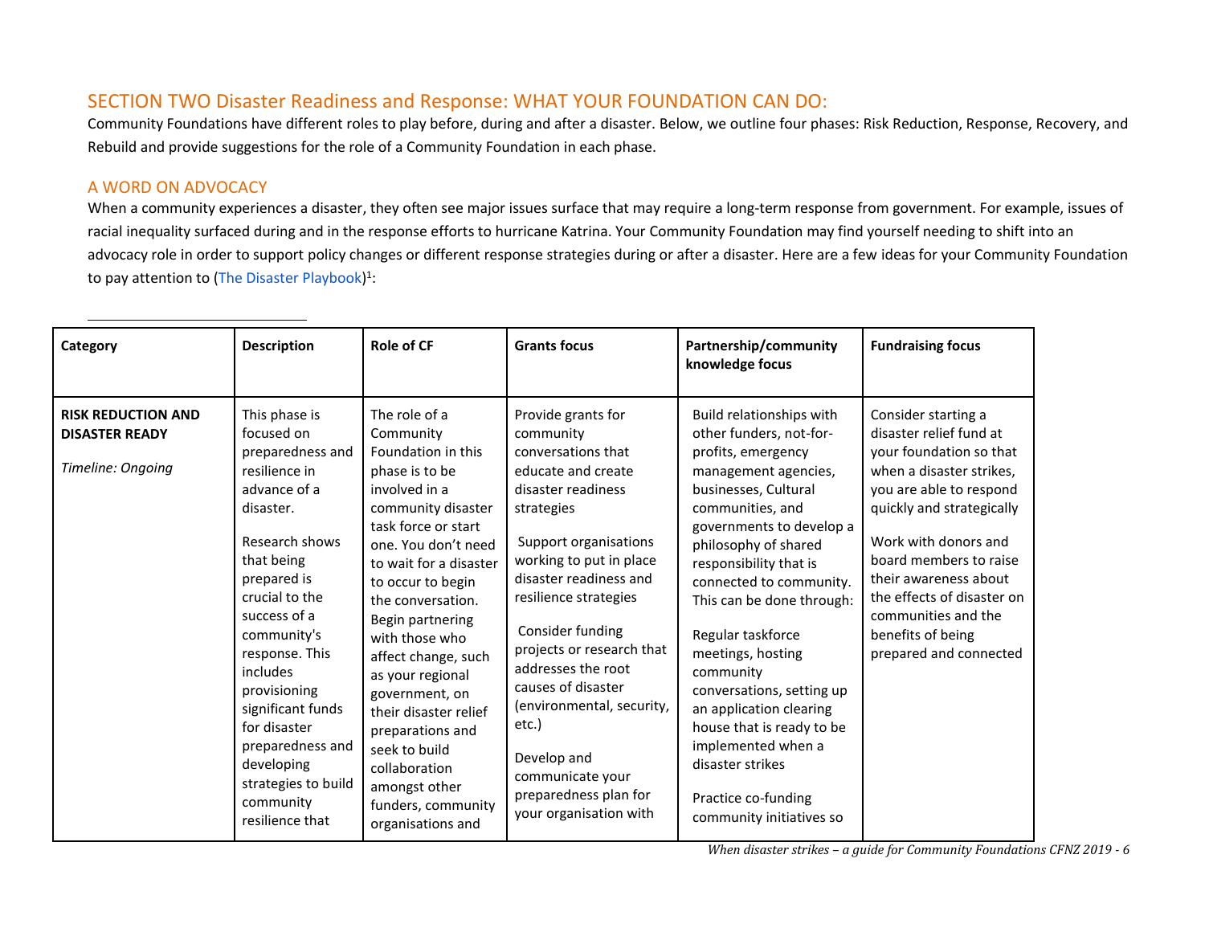## SECTION TWO Disaster Readiness and Response: WHAT YOUR FOUNDATION CAN DO:

Community Foundations have different roles to play before, during and after a disaster. Below, we outline four phases: Risk Reduction, Response, Recovery, and Rebuild and provide suggestions for the role of a Community Foundation in each phase.

### A WORD ON ADVOCACY

When a community experiences a disaster, they often see major issues surface that may require a long-term response from government. For example, issues of racial inequality surfaced during and in the response efforts to hurricane Katrina. Your Community Foundation may find yourself needing to shift into an advocacy role in order to support policy changes or different response strategies during or after a disaster. Here are a few ideas for your Community Foundation to pay attention to (The Disaster Playbook)[1]:

| Category | Description | Role of CF | Grants focus | Partnership/community knowledge focus | Fundraising focus |
|---|---|---|---|---|---|
| **RISK REDUCTION AND DISASTER READY**<br><br>*Timeline: Ongoing* | This phase is focused on preparedness and resilience in advance of a disaster.<br><br>Research shows that being prepared is crucial to the success of a community's response. This includes provisioning significant funds for disaster preparedness and developing strategies to build community resilience that | The role of a Community Foundation in this phase is to be involved in a community disaster task force or start one. You don't need to wait for a disaster to occur to begin the conversation. Begin partnering with those who affect change, such as your regional government, on their disaster relief preparations and seek to build collaboration amongst other funders, community organisations and | Provide grants for community conversations that educate and create disaster readiness strategies<br><br>Support organisations working to put in place disaster readiness and resilience strategies<br><br>Consider funding projects or research that addresses the root causes of disaster (environmental, security, etc.)<br><br>Develop and communicate your preparedness plan for your organisation with | Build relationships with other funders, not-for-profits, emergency management agencies, businesses, Cultural communities, and governments to develop a philosophy of shared responsibility that is connected to community. This can be done through:<br><br>Regular taskforce meetings, hosting community conversations, setting up an application clearing house that is ready to be implemented when a disaster strikes<br><br>Practice co-funding community initiatives so | Consider starting a disaster relief fund at your foundation so that when a disaster strikes, you are able to respond quickly and strategically<br><br>Work with donors and board members to raise their awareness about the effects of disaster on communities and the benefits of being prepared and connected |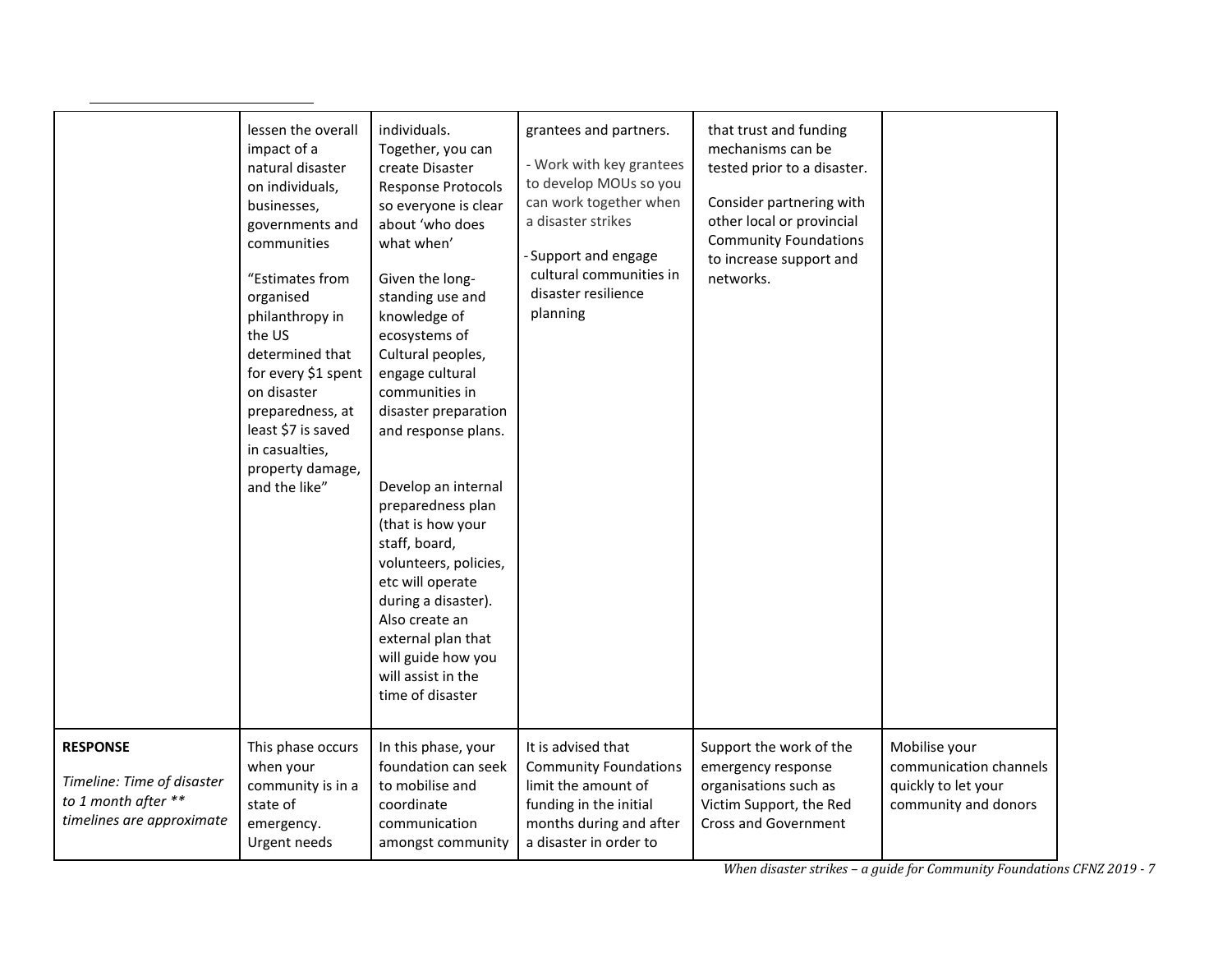| | | | | | |
|---|---|---|---|---|---|
| | lessen the overall impact of a natural disaster on individuals, businesses, governments and communities<br><br>"Estimates from organised philanthropy in the US determined that for every $1 spent on disaster preparedness, at least $7 is saved in casualties, property damage, and the like" | individuals. Together, you can create Disaster Response Protocols so everyone is clear about 'who does what when'<br><br>Given the long-standing use and knowledge of ecosystems of Cultural peoples, engage cultural communities in disaster preparation and response plans.<br><br>Develop an internal preparedness plan (that is how your staff, board, volunteers, policies, etc will operate during a disaster). Also create an external plan that will guide how you will assist in the time of disaster | grantees and partners.<br><br>- Work with key grantees to develop MOUs so you can work together when a disaster strikes<br><br>- Support and engage cultural communities in disaster resilience planning | that trust and funding mechanisms can be tested prior to a disaster.<br><br>Consider partnering with other local or provincial Community Foundations to increase support and networks. | |
| **RESPONSE**<br><br>*Timeline: Time of disaster to 1 month after ** timelines are approximate* | This phase occurs when your community is in a state of emergency. Urgent needs | In this phase, your foundation can seek to mobilise and coordinate communication amongst community | It is advised that Community Foundations limit the amount of funding in the initial months during and after a disaster in order to | Support the work of the emergency response organisations such as Victim Support, the Red Cross and Government | Mobilise your communication channels quickly to let your community and donors |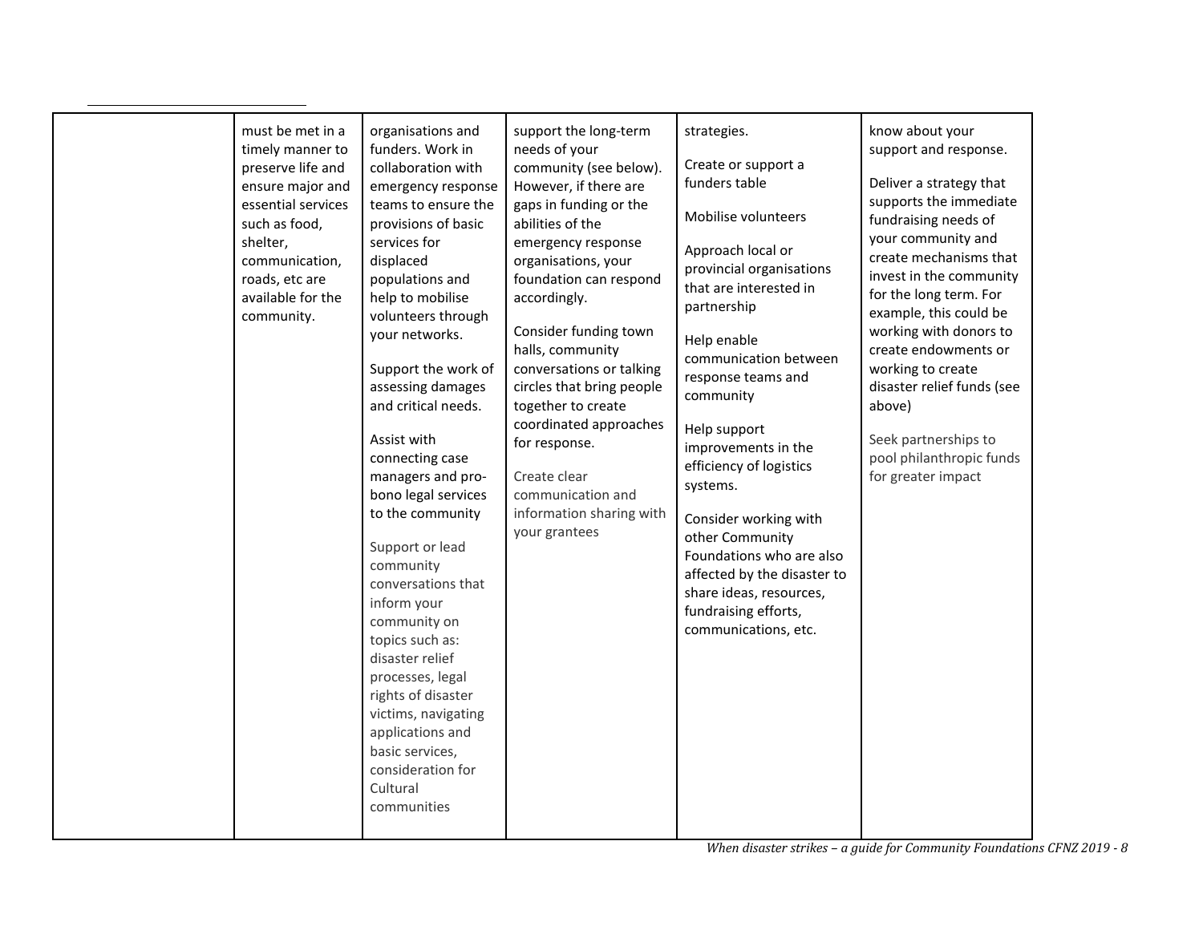| | | | | | |
|---|---|---|---|---|---|
| | must be met in a timely manner to preserve life and ensure major and essential services such as food, shelter, communication, roads, etc are available for the community. | organisations and funders. Work in collaboration with emergency response teams to ensure the provisions of basic services for displaced populations and help to mobilise volunteers through your networks.<br><br>Support the work of assessing damages and critical needs.<br><br>Assist with connecting case managers and pro-bono legal services to the community<br><br>Support or lead community conversations that inform your community on topics such as: disaster relief processes, legal rights of disaster victims, navigating applications and basic services, consideration for Cultural communities | support the long-term needs of your community (see below). However, if there are gaps in funding or the abilities of the emergency response organisations, your foundation can respond accordingly.<br><br>Consider funding town halls, community conversations or talking circles that bring people together to create coordinated approaches for response.<br><br>Create clear communication and information sharing with your grantees | strategies.<br><br>Create or support a funders table<br><br>Mobilise volunteers<br><br>Approach local or provincial organisations that are interested in partnership<br><br>Help enable communication between response teams and community<br><br>Help support improvements in the efficiency of logistics systems.<br><br>Consider working with other Community Foundations who are also affected by the disaster to share ideas, resources, fundraising efforts, communications, etc. | know about your support and response.<br><br>Deliver a strategy that supports the immediate fundraising needs of your community and create mechanisms that invest in the community for the long term. For example, this could be working with donors to create endowments or working to create disaster relief funds (see above)<br><br>Seek partnerships to pool philanthropic funds for greater impact |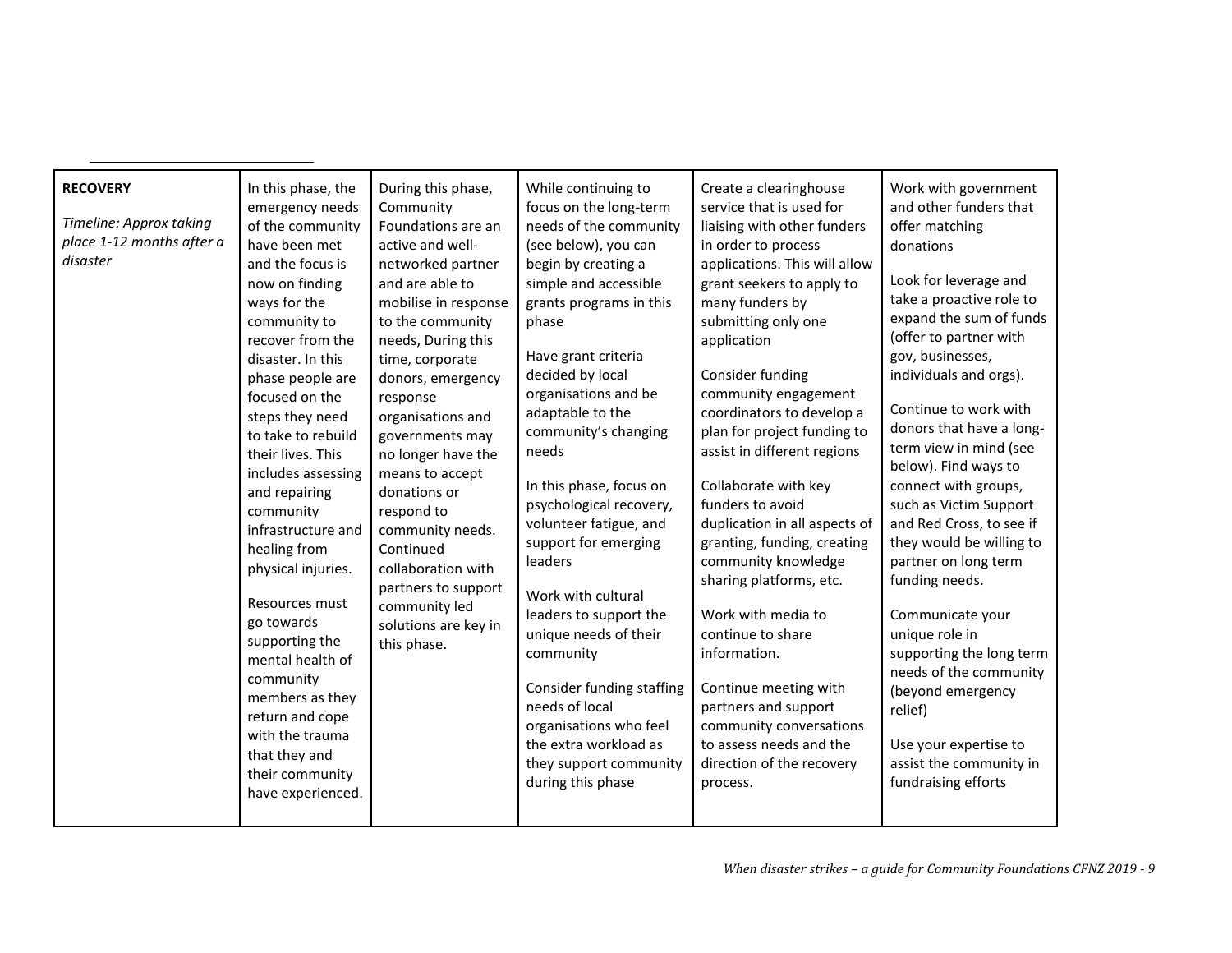| **RECOVERY**<br><br>*Timeline: Approx taking place 1-12 months after a disaster* | In this phase, the emergency needs of the community have been met and the focus is now on finding ways for the community to recover from the disaster. In this phase people are focused on the steps they need to take to rebuild their lives. This includes assessing and repairing community infrastructure and healing from physical injuries.<br><br>Resources must go towards supporting the mental health of community members as they return and cope with the trauma that they and their community have experienced. | During this phase, Community Foundations are an active and well-networked partner and are able to mobilise in response to the community needs, During this time, corporate donors, emergency response organisations and governments may no longer have the means to accept donations or respond to community needs. Continued collaboration with partners to support community led solutions are key in this phase. | While continuing to focus on the long-term needs of the community (see below), you can begin by creating a simple and accessible grants programs in this phase<br><br>Have grant criteria decided by local organisations and be adaptable to the community's changing needs<br><br>In this phase, focus on psychological recovery, volunteer fatigue, and support for emerging leaders<br><br>Work with cultural leaders to support the unique needs of their community<br><br>Consider funding staffing needs of local organisations who feel the extra workload as they support community during this phase | Create a clearinghouse service that is used for liaising with other funders in order to process applications. This will allow grant seekers to apply to many funders by submitting only one application<br><br>Consider funding community engagement coordinators to develop a plan for project funding to assist in different regions<br><br>Collaborate with key funders to avoid duplication in all aspects of granting, funding, creating community knowledge sharing platforms, etc.<br><br>Work with media to continue to share information.<br><br>Continue meeting with partners and support community conversations to assess needs and the direction of the recovery process. | Work with government and other funders that offer matching donations<br><br>Look for leverage and take a proactive role to expand the sum of funds (offer to partner with gov, businesses, individuals and orgs).<br><br>Continue to work with donors that have a long-term view in mind (see below). Find ways to connect with groups, such as Victim Support and Red Cross, to see if they would be willing to partner on long term funding needs.<br><br>Communicate your unique role in supporting the long term needs of the community (beyond emergency relief)<br><br>Use your expertise to assist the community in fundraising efforts |
|---|---|---|---|---|---|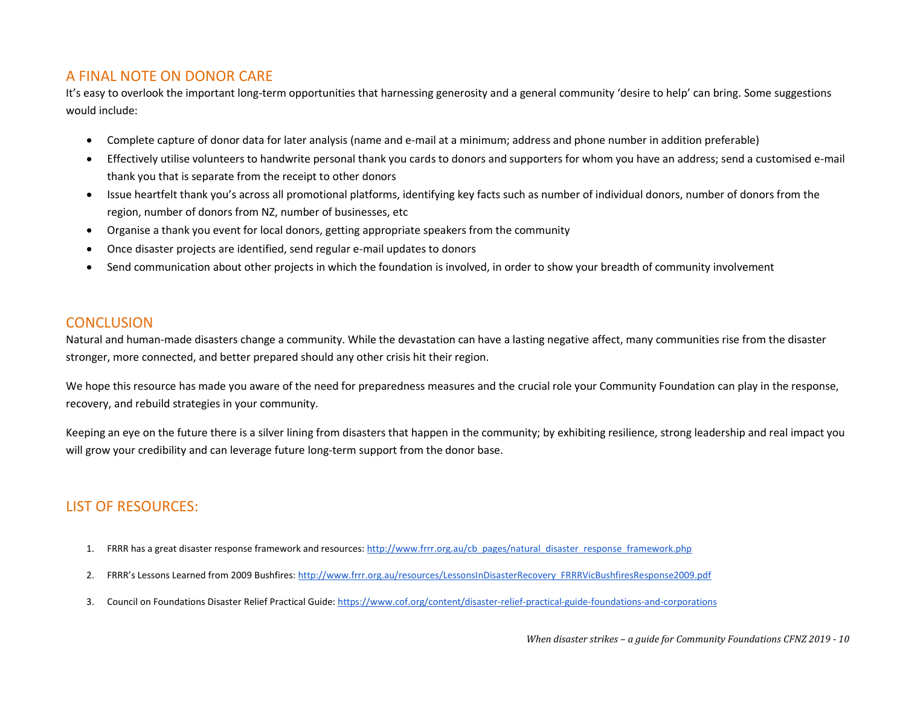## A FINAL NOTE ON DONOR CARE

It's easy to overlook the important long-term opportunities that harnessing generosity and a general community 'desire to help' can bring. Some suggestions would include:

- Complete capture of donor data for later analysis (name and e-mail at a minimum; address and phone number in addition preferable)
- Effectively utilise volunteers to handwrite personal thank you cards to donors and supporters for whom you have an address; send a customised e-mail thank you that is separate from the receipt to other donors
- Issue heartfelt thank you's across all promotional platforms, identifying key facts such as number of individual donors, number of donors from the region, number of donors from NZ, number of businesses, etc
- Organise a thank you event for local donors, getting appropriate speakers from the community
- Once disaster projects are identified, send regular e-mail updates to donors
- Send communication about other projects in which the foundation is involved, in order to show your breadth of community involvement

## CONCLUSION

Natural and human-made disasters change a community. While the devastation can have a lasting negative affect, many communities rise from the disaster stronger, more connected, and better prepared should any other crisis hit their region.

We hope this resource has made you aware of the need for preparedness measures and the crucial role your Community Foundation can play in the response, recovery, and rebuild strategies in your community.

Keeping an eye on the future there is a silver lining from disasters that happen in the community; by exhibiting resilience, strong leadership and real impact you will grow your credibility and can leverage future long-term support from the donor base.

## LIST OF RESOURCES:

1. FRRR has a great disaster response framework and resources: http://www.frrr.org.au/cb_pages/natural_disaster_response_framework.php
2. FRRR's Lessons Learned from 2009 Bushfires: http://www.frrr.org.au/resources/LessonsInDisasterRecovery_FRRRVicBushfiresResponse2009.pdf
3. Council on Foundations Disaster Relief Practical Guide: https://www.cof.org/content/disaster-relief-practical-guide-foundations-and-corporations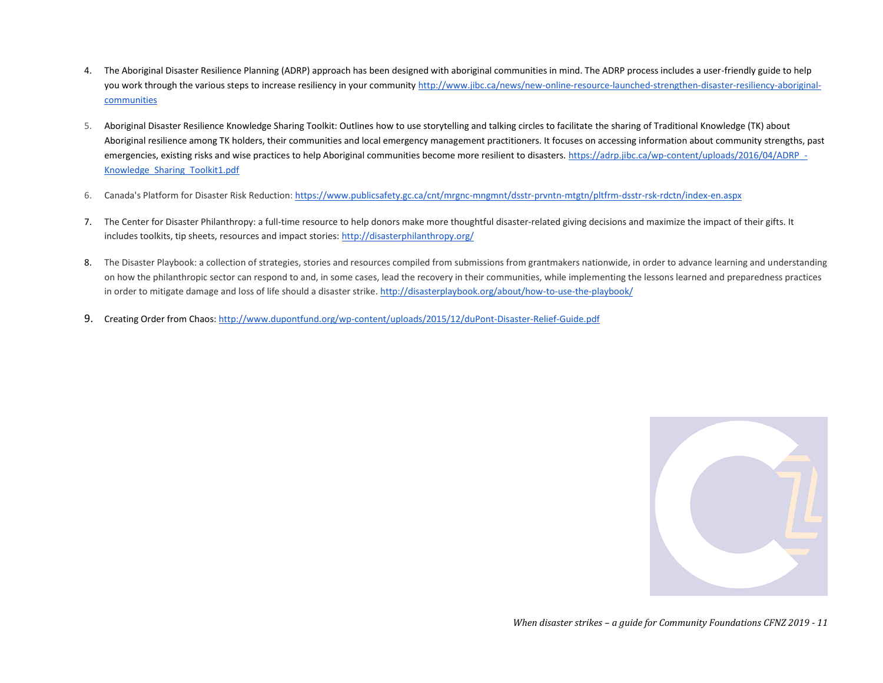4. The Aboriginal Disaster Resilience Planning (ADRP) approach has been designed with aboriginal communities in mind. The ADRP process includes a user-friendly guide to help you work through the various steps to increase resiliency in your community http://www.jibc.ca/news/new-online-resource-launched-strengthen-disaster-resiliency-aboriginal-communities

5. Aboriginal Disaster Resilience Knowledge Sharing Toolkit: Outlines how to use storytelling and talking circles to facilitate the sharing of Traditional Knowledge (TK) about Aboriginal resilience among TK holders, their communities and local emergency management practitioners. It focuses on accessing information about community strengths, past emergencies, existing risks and wise practices to help Aboriginal communities become more resilient to disasters. https://adrp.jibc.ca/wp-content/uploads/2016/04/ADRP_-Knowledge_Sharing_Toolkit1.pdf

6. Canada's Platform for Disaster Risk Reduction: https://www.publicsafety.gc.ca/cnt/mrgnc-mngmnt/dsstr-prvntn-mtgtn/pltfrm-dsstr-rsk-rdctn/index-en.aspx

7. The Center for Disaster Philanthropy: a full-time resource to help donors make more thoughtful disaster-related giving decisions and maximize the impact of their gifts. It includes toolkits, tip sheets, resources and impact stories: http://disasterphilanthropy.org/

8. The Disaster Playbook: a collection of strategies, stories and resources compiled from submissions from grantmakers nationwide, in order to advance learning and understanding on how the philanthropic sector can respond to and, in some cases, lead the recovery in their communities, while implementing the lessons learned and preparedness practices in order to mitigate damage and loss of life should a disaster strike. http://disasterplaybook.org/about/how-to-use-the-playbook/

9. Creating Order from Chaos: http://www.dupontfund.org/wp-content/uploads/2015/12/duPont-Disaster-Relief-Guide.pdf